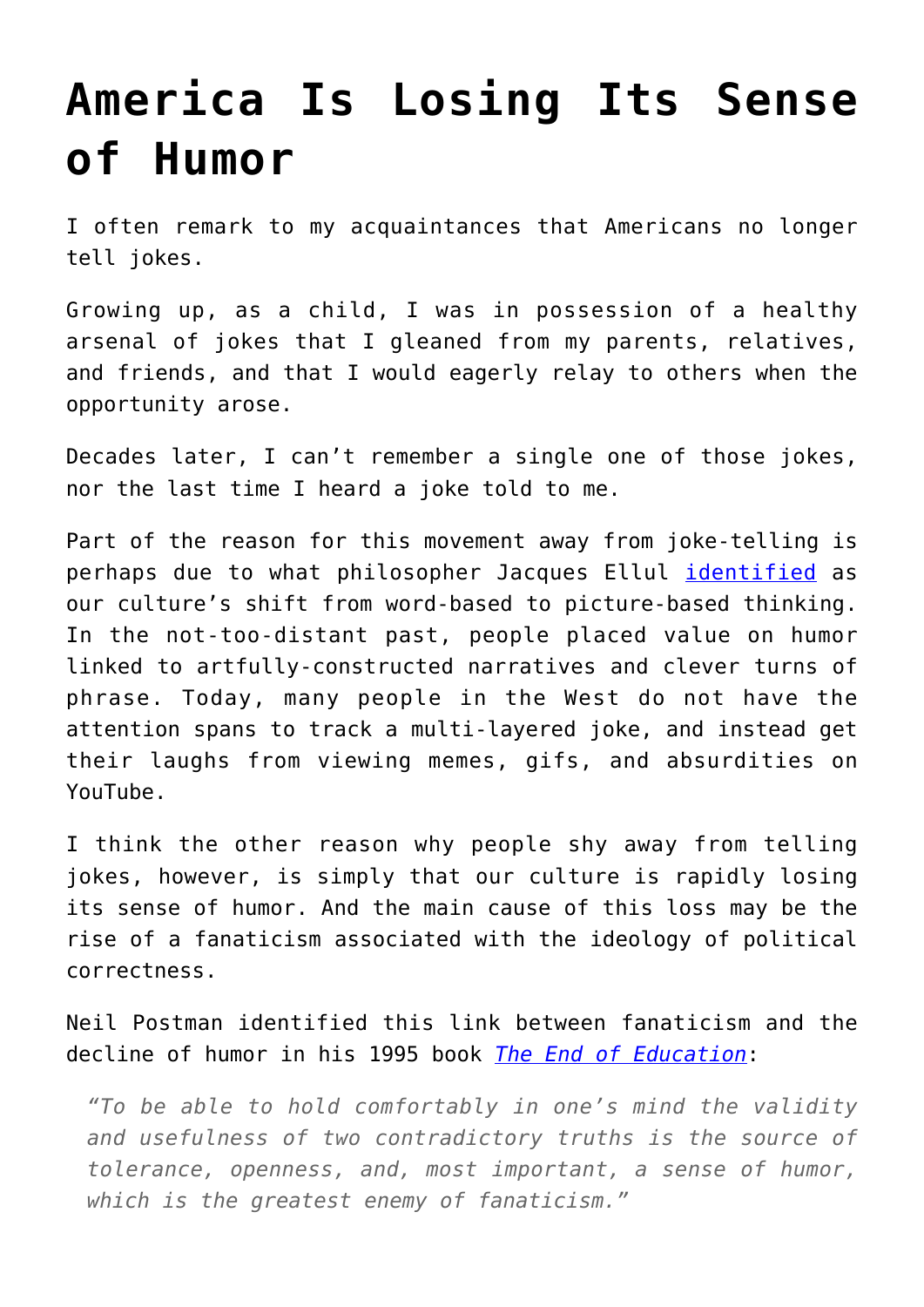# America Is Losing Its Sense of Humor

I often remark to my acquaintances that Americans no longer tell jokes.

Growing up, as a child, I was in possession of a healthy arsenal of jokes that I gleaned from my parents, relatives, and friends, and that I would eagerly relay to others when the opportunity arose.

Decades later, I can't remember a single one of those jokes, nor the last time I heard a joke told to me.

Part of the reason for this movement away from joke-telling is perhaps due to what philosopher Jacques Ellul identified as our culture's shift from word-based to picture-based thinking. In the not-too-distant past, people placed value on humor linked to artfully-constructed narratives and clever turns of phrase. Today, many people in the West do not have the attention spans to track a multi-layered joke, and instead get their laughs from viewing memes, gifs, and absurdities on YouTube.

I think the other reason why people shy away from telling jokes, however, is simply that our culture is rapidly losing its sense of humor. And the main cause of this loss may be the rise of a fanaticism associated with the ideology of political correctness.

Neil Postman identified this link between fanaticism and the decline of humor in his 1995 book *The End of Education*:

> *"To be able to hold comfortably in one's mind the validity and usefulness of two contradictory truths is the source of tolerance, openness, and, most important, a sense of humor, which is the greatest enemy of fanaticism."*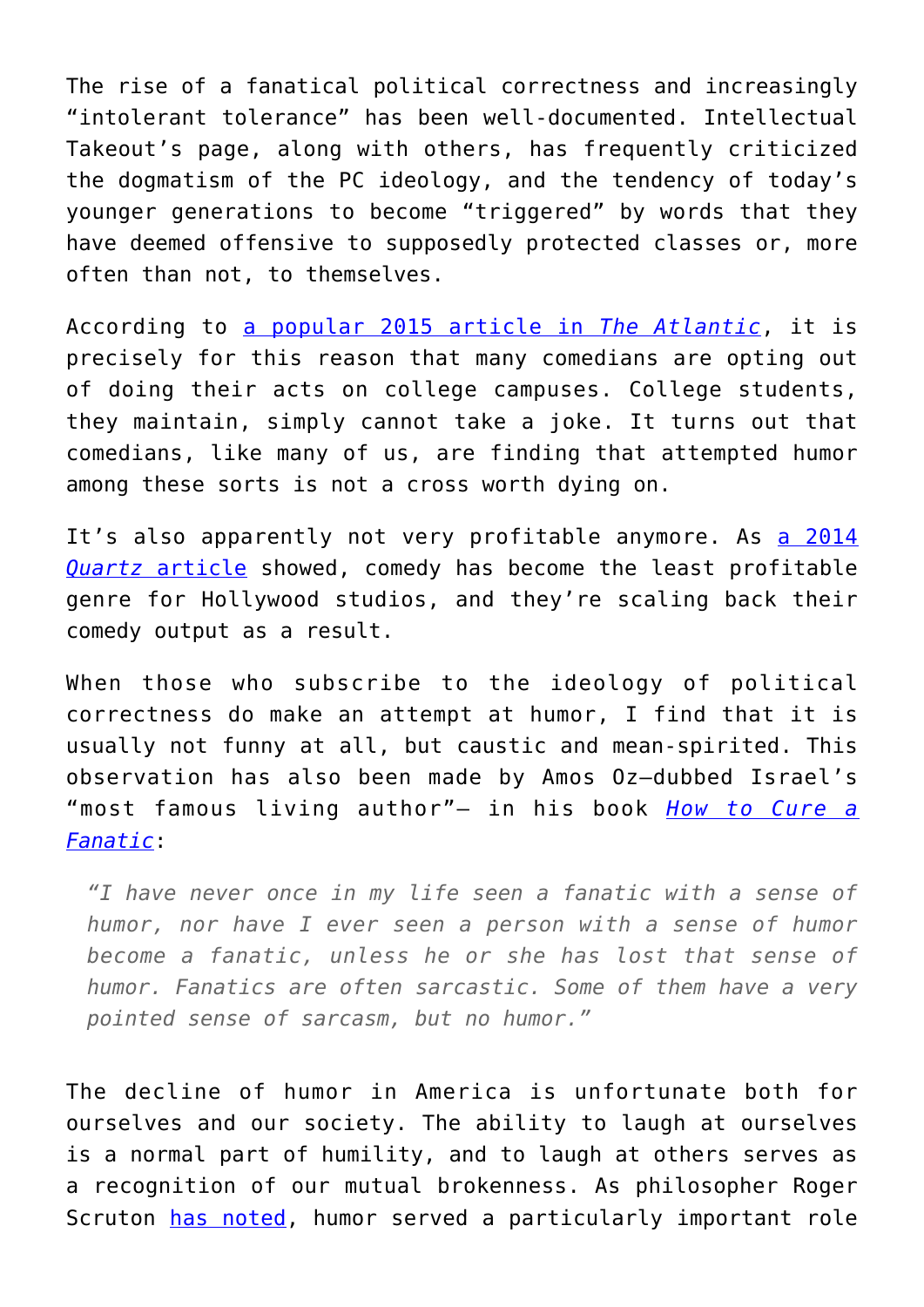The rise of a fanatical political correctness and increasingly "intolerant tolerance" has been well-documented. Intellectual Takeout's page, along with others, has frequently criticized the dogmatism of the PC ideology, and the tendency of today's younger generations to become "triggered" by words that they have deemed offensive to supposedly protected classes or, more often than not, to themselves.

According to [a popular 2015 article in *The Atlantic*](), it is precisely for this reason that many comedians are opting out of doing their acts on college campuses. College students, they maintain, simply cannot take a joke. It turns out that comedians, like many of us, are finding that attempted humor among these sorts is not a cross worth dying on.

It's also apparently not very profitable anymore. As [a 2014 *Quartz* article]() showed, comedy has become the least profitable genre for Hollywood studios, and they're scaling back their comedy output as a result.

When those who subscribe to the ideology of political correctness do make an attempt at humor, I find that it is usually not funny at all, but caustic and mean-spirited. This observation has also been made by Amos Oz—dubbed Israel's "most famous living author"— in his book [*How to Cure a Fanatic*]():

> *"I have never once in my life seen a fanatic with a sense of humor, nor have I ever seen a person with a sense of humor become a fanatic, unless he or she has lost that sense of humor. Fanatics are often sarcastic. Some of them have a very pointed sense of sarcasm, but no humor."*

The decline of humor in America is unfortunate both for ourselves and our society. The ability to laugh at ourselves is a normal part of humility, and to laugh at others serves as a recognition of our mutual brokenness. As philosopher Roger Scruton [has noted](), humor served a particularly important role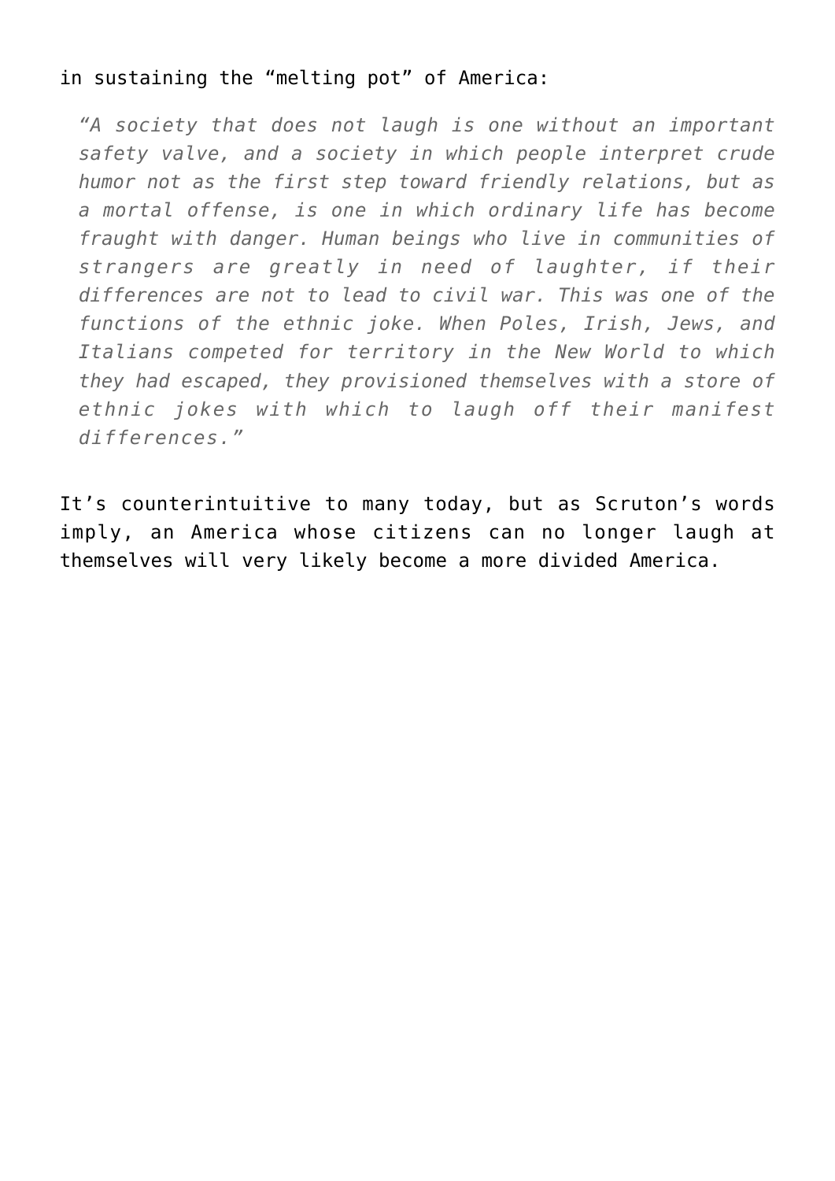in sustaining the "melting pot" of America:

> *"A society that does not laugh is one without an important safety valve, and a society in which people interpret crude humor not as the first step toward friendly relations, but as a mortal offense, is one in which ordinary life has become fraught with danger. Human beings who live in communities of strangers are greatly in need of laughter, if their differences are not to lead to civil war. This was one of the functions of the ethnic joke. When Poles, Irish, Jews, and Italians competed for territory in the New World to which they had escaped, they provisioned themselves with a store of ethnic jokes with which to laugh off their manifest differences."*

It's counterintuitive to many today, but as Scruton's words imply, an America whose citizens can no longer laugh at themselves will very likely become a more divided America.